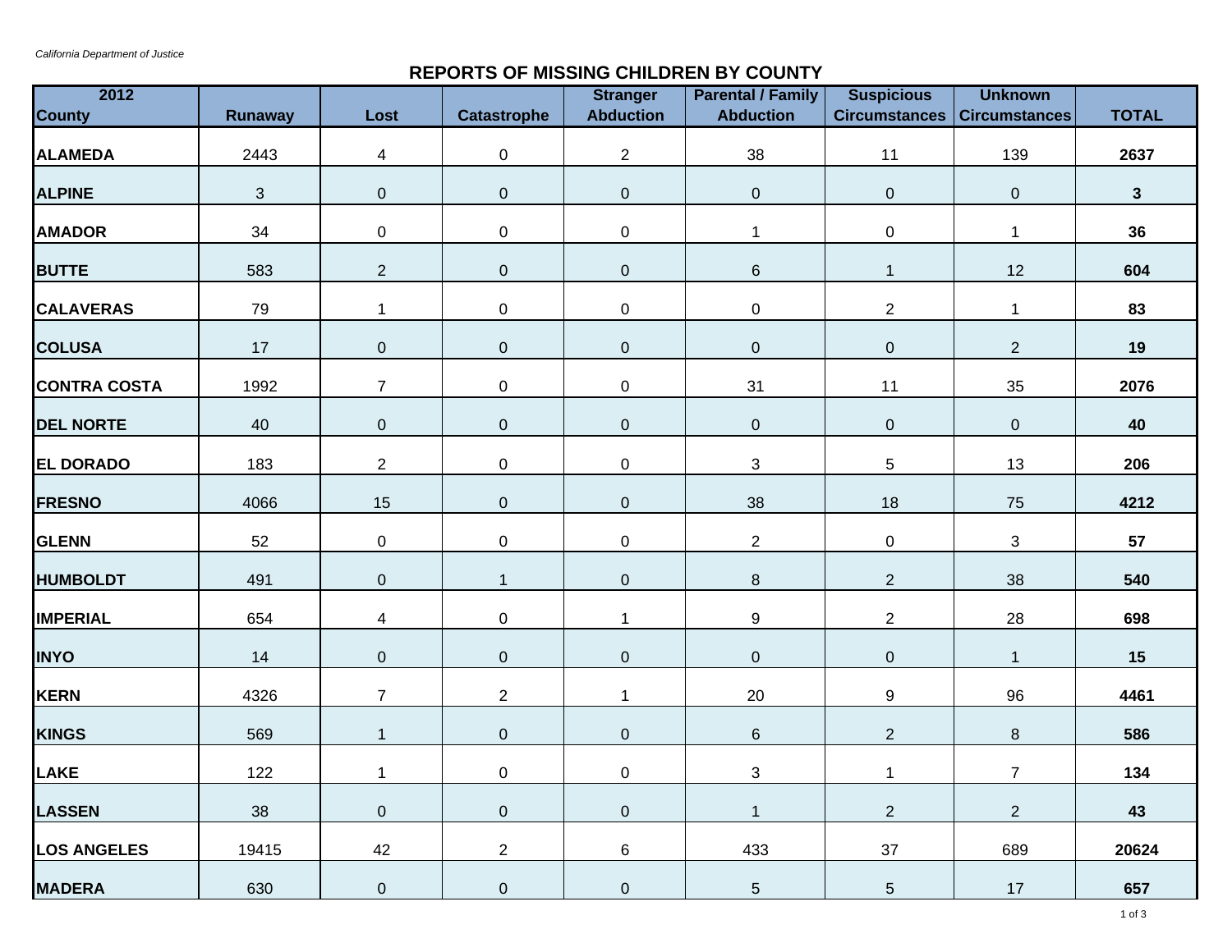*California Department of Justice*

# REPORTS OF MISSING CHILDREN BY COUNTY

| 2012 County | Runaway | Lost | Catastrophe | Stranger Abduction | Parental / Family Abduction | Suspicious Circumstances | Unknown Circumstances | TOTAL |
|---|---|---|---|---|---|---|---|---|
| **ALAMEDA** | 2443 | 4 | 0 | 2 | 38 | 11 | 139 | **2637** |
| **ALPINE** | 3 | 0 | 0 | 0 | 0 | 0 | 0 | **3** |
| **AMADOR** | 34 | 0 | 0 | 0 | 1 | 0 | 1 | **36** |
| **BUTTE** | 583 | 2 | 0 | 0 | 6 | 1 | 12 | **604** |
| **CALAVERAS** | 79 | 1 | 0 | 0 | 0 | 2 | 1 | **83** |
| **COLUSA** | 17 | 0 | 0 | 0 | 0 | 0 | 2 | **19** |
| **CONTRA COSTA** | 1992 | 7 | 0 | 0 | 31 | 11 | 35 | **2076** |
| **DEL NORTE** | 40 | 0 | 0 | 0 | 0 | 0 | 0 | **40** |
| **EL DORADO** | 183 | 2 | 0 | 0 | 3 | 5 | 13 | **206** |
| **FRESNO** | 4066 | 15 | 0 | 0 | 38 | 18 | 75 | **4212** |
| **GLENN** | 52 | 0 | 0 | 0 | 2 | 0 | 3 | **57** |
| **HUMBOLDT** | 491 | 0 | 1 | 0 | 8 | 2 | 38 | **540** |
| **IMPERIAL** | 654 | 4 | 0 | 1 | 9 | 2 | 28 | **698** |
| **INYO** | 14 | 0 | 0 | 0 | 0 | 0 | 1 | **15** |
| **KERN** | 4326 | 7 | 2 | 1 | 20 | 9 | 96 | **4461** |
| **KINGS** | 569 | 1 | 0 | 0 | 6 | 2 | 8 | **586** |
| **LAKE** | 122 | 1 | 0 | 0 | 3 | 1 | 7 | **134** |
| **LASSEN** | 38 | 0 | 0 | 0 | 1 | 2 | 2 | **43** |
| **LOS ANGELES** | 19415 | 42 | 2 | 6 | 433 | 37 | 689 | **20624** |
| **MADERA** | 630 | 0 | 0 | 0 | 5 | 5 | 17 | **657** |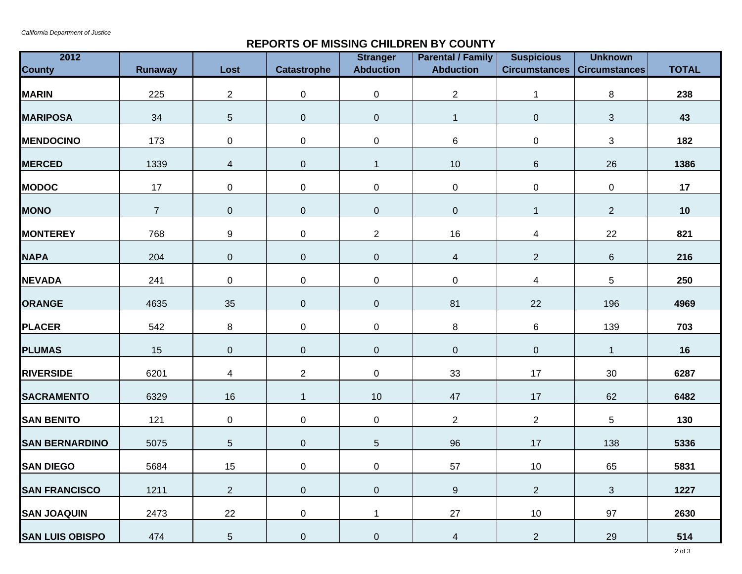*California Department of Justice*

## REPORTS OF MISSING CHILDREN BY COUNTY

| 2012 County | Runaway | Lost | Catastrophe | Stranger Abduction | Parental / Family Abduction | Suspicious Circumstances | Unknown Circumstances | TOTAL |
|---|---|---|---|---|---|---|---|---|
| **MARIN** | 225 | 2 | 0 | 0 | 2 | 1 | 8 | **238** |
| **MARIPOSA** | 34 | 5 | 0 | 0 | 1 | 0 | 3 | **43** |
| **MENDOCINO** | 173 | 0 | 0 | 0 | 6 | 0 | 3 | **182** |
| **MERCED** | 1339 | 4 | 0 | 1 | 10 | 6 | 26 | **1386** |
| **MODOC** | 17 | 0 | 0 | 0 | 0 | 0 | 0 | **17** |
| **MONO** | 7 | 0 | 0 | 0 | 0 | 1 | 2 | **10** |
| **MONTEREY** | 768 | 9 | 0 | 2 | 16 | 4 | 22 | **821** |
| **NAPA** | 204 | 0 | 0 | 0 | 4 | 2 | 6 | **216** |
| **NEVADA** | 241 | 0 | 0 | 0 | 0 | 4 | 5 | **250** |
| **ORANGE** | 4635 | 35 | 0 | 0 | 81 | 22 | 196 | **4969** |
| **PLACER** | 542 | 8 | 0 | 0 | 8 | 6 | 139 | **703** |
| **PLUMAS** | 15 | 0 | 0 | 0 | 0 | 0 | 1 | **16** |
| **RIVERSIDE** | 6201 | 4 | 2 | 0 | 33 | 17 | 30 | **6287** |
| **SACRAMENTO** | 6329 | 16 | 1 | 10 | 47 | 17 | 62 | **6482** |
| **SAN BENITO** | 121 | 0 | 0 | 0 | 2 | 2 | 5 | **130** |
| **SAN BERNARDINO** | 5075 | 5 | 0 | 5 | 96 | 17 | 138 | **5336** |
| **SAN DIEGO** | 5684 | 15 | 0 | 0 | 57 | 10 | 65 | **5831** |
| **SAN FRANCISCO** | 1211 | 2 | 0 | 0 | 9 | 2 | 3 | **1227** |
| **SAN JOAQUIN** | 2473 | 22 | 0 | 1 | 27 | 10 | 97 | **2630** |
| **SAN LUIS OBISPO** | 474 | 5 | 0 | 0 | 4 | 2 | 29 | **514** |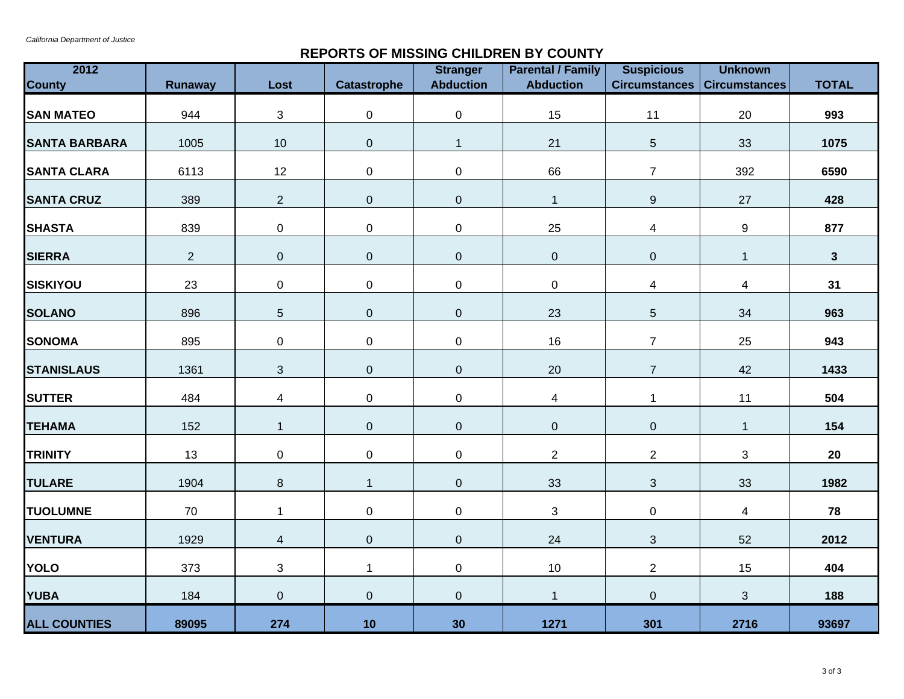*California Department of Justice*

## REPORTS OF MISSING CHILDREN BY COUNTY

| 2012 County | Runaway | Lost | Catastrophe | Stranger Abduction | Parental / Family Abduction | Suspicious Circumstances | Unknown Circumstances | TOTAL |
|---|---|---|---|---|---|---|---|---|
| **SAN MATEO** | 944 | 3 | 0 | 0 | 15 | 11 | 20 | **993** |
| **SANTA BARBARA** | 1005 | 10 | 0 | 1 | 21 | 5 | 33 | **1075** |
| **SANTA CLARA** | 6113 | 12 | 0 | 0 | 66 | 7 | 392 | **6590** |
| **SANTA CRUZ** | 389 | 2 | 0 | 0 | 1 | 9 | 27 | **428** |
| **SHASTA** | 839 | 0 | 0 | 0 | 25 | 4 | 9 | **877** |
| **SIERRA** | 2 | 0 | 0 | 0 | 0 | 0 | 1 | **3** |
| **SISKIYOU** | 23 | 0 | 0 | 0 | 0 | 4 | 4 | **31** |
| **SOLANO** | 896 | 5 | 0 | 0 | 23 | 5 | 34 | **963** |
| **SONOMA** | 895 | 0 | 0 | 0 | 16 | 7 | 25 | **943** |
| **STANISLAUS** | 1361 | 3 | 0 | 0 | 20 | 7 | 42 | **1433** |
| **SUTTER** | 484 | 4 | 0 | 0 | 4 | 1 | 11 | **504** |
| **TEHAMA** | 152 | 1 | 0 | 0 | 0 | 0 | 1 | **154** |
| **TRINITY** | 13 | 0 | 0 | 0 | 2 | 2 | 3 | **20** |
| **TULARE** | 1904 | 8 | 1 | 0 | 33 | 3 | 33 | **1982** |
| **TUOLUMNE** | 70 | 1 | 0 | 0 | 3 | 0 | 4 | **78** |
| **VENTURA** | 1929 | 4 | 0 | 0 | 24 | 3 | 52 | **2012** |
| **YOLO** | 373 | 3 | 1 | 0 | 10 | 2 | 15 | **404** |
| **YUBA** | 184 | 0 | 0 | 0 | 1 | 0 | 3 | **188** |
| **ALL COUNTIES** | **89095** | **274** | **10** | **30** | **1271** | **301** | **2716** | **93697** |